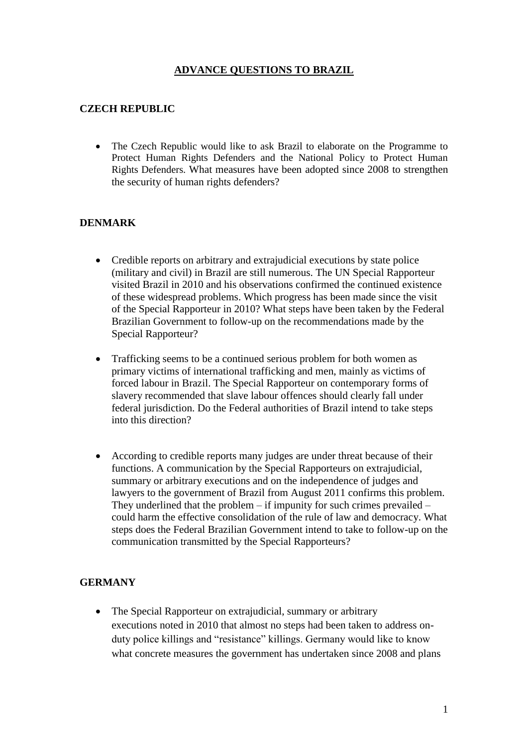# ADVANCE QUESTIONS TO BRAZIL

## CZECH REPUBLIC

- The Czech Republic would like to ask Brazil to elaborate on the Programme to Protect Human Rights Defenders and the National Policy to Protect Human Rights Defenders. What measures have been adopted since 2008 to strengthen the security of human rights defenders?

## DENMARK

- Credible reports on arbitrary and extrajudicial executions by state police (military and civil) in Brazil are still numerous. The UN Special Rapporteur visited Brazil in 2010 and his observations confirmed the continued existence of these widespread problems. Which progress has been made since the visit of the Special Rapporteur in 2010? What steps have been taken by the Federal Brazilian Government to follow-up on the recommendations made by the Special Rapporteur?

- Trafficking seems to be a continued serious problem for both women as primary victims of international trafficking and men, mainly as victims of forced labour in Brazil. The Special Rapporteur on contemporary forms of slavery recommended that slave labour offences should clearly fall under federal jurisdiction. Do the Federal authorities of Brazil intend to take steps into this direction?

- According to credible reports many judges are under threat because of their functions. A communication by the Special Rapporteurs on extrajudicial, summary or arbitrary executions and on the independence of judges and lawyers to the government of Brazil from August 2011 confirms this problem. They underlined that the problem – if impunity for such crimes prevailed – could harm the effective consolidation of the rule of law and democracy. What steps does the Federal Brazilian Government intend to take to follow-up on the communication transmitted by the Special Rapporteurs?

## GERMANY

- The Special Rapporteur on extrajudicial, summary or arbitrary executions noted in 2010 that almost no steps had been taken to address on-duty police killings and "resistance" killings. Germany would like to know what concrete measures the government has undertaken since 2008 and plans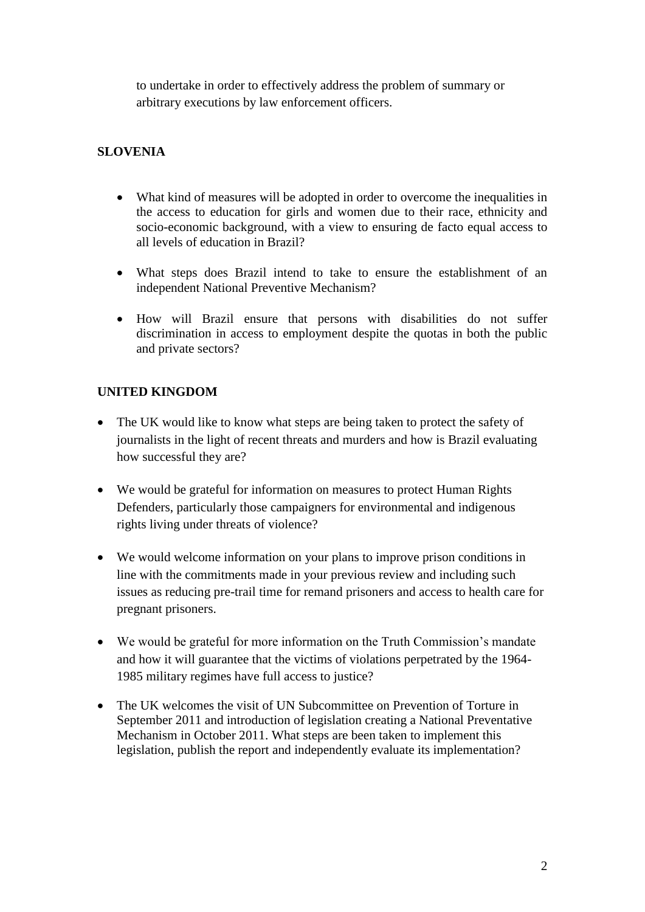to undertake in order to effectively address the problem of summary or arbitrary executions by law enforcement officers.

**SLOVENIA**

- What kind of measures will be adopted in order to overcome the inequalities in the access to education for girls and women due to their race, ethnicity and socio-economic background, with a view to ensuring de facto equal access to all levels of education in Brazil?
- What steps does Brazil intend to take to ensure the establishment of an independent National Preventive Mechanism?
- How will Brazil ensure that persons with disabilities do not suffer discrimination in access to employment despite the quotas in both the public and private sectors?

**UNITED KINGDOM**

- The UK would like to know what steps are being taken to protect the safety of journalists in the light of recent threats and murders and how is Brazil evaluating how successful they are?
- We would be grateful for information on measures to protect Human Rights Defenders, particularly those campaigners for environmental and indigenous rights living under threats of violence?
- We would welcome information on your plans to improve prison conditions in line with the commitments made in your previous review and including such issues as reducing pre-trail time for remand prisoners and access to health care for pregnant prisoners.
- We would be grateful for more information on the Truth Commission's mandate and how it will guarantee that the victims of violations perpetrated by the 1964-1985 military regimes have full access to justice?
- The UK welcomes the visit of UN Subcommittee on Prevention of Torture in September 2011 and introduction of legislation creating a National Preventative Mechanism in October 2011. What steps are been taken to implement this legislation, publish the report and independently evaluate its implementation?